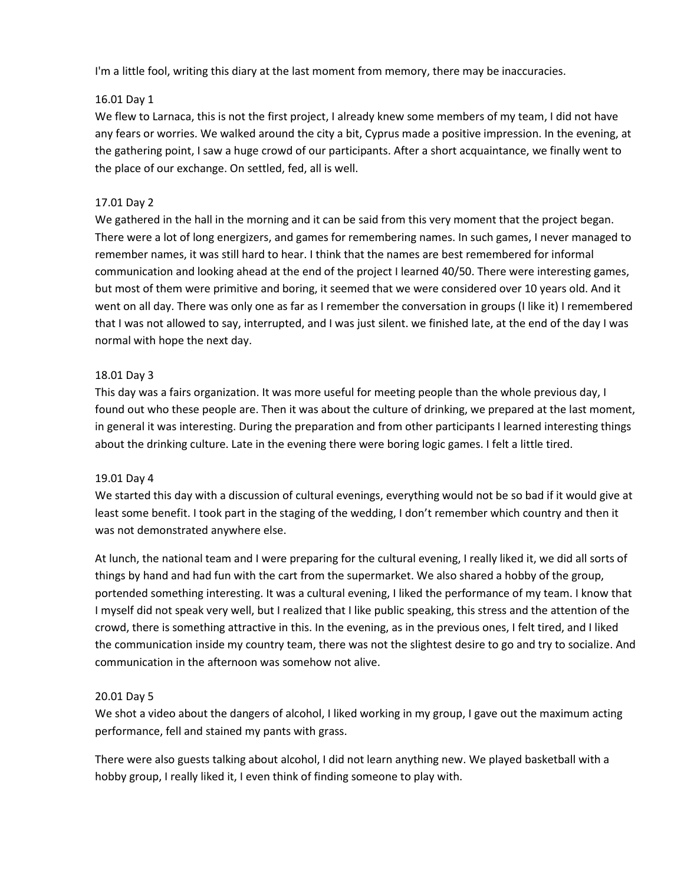I'm a little fool, writing this diary at the last moment from memory, there may be inaccuracies.

16.01 Day 1

We flew to Larnaca, this is not the first project, I already knew some members of my team, I did not have any fears or worries. We walked around the city a bit, Cyprus made a positive impression. In the evening, at the gathering point, I saw a huge crowd of our participants. After a short acquaintance, we finally went to the place of our exchange. On settled, fed, all is well.

17.01 Day 2

We gathered in the hall in the morning and it can be said from this very moment that the project began. There were a lot of long energizers, and games for remembering names. In such games, I never managed to remember names, it was still hard to hear. I think that the names are best remembered for informal communication and looking ahead at the end of the project I learned 40/50. There were interesting games, but most of them were primitive and boring, it seemed that we were considered over 10 years old. And it went on all day. There was only one as far as I remember the conversation in groups (I like it) I remembered that I was not allowed to say, interrupted, and I was just silent. we finished late, at the end of the day I was normal with hope the next day.

18.01 Day 3

This day was a fairs organization. It was more useful for meeting people than the whole previous day, I found out who these people are. Then it was about the culture of drinking, we prepared at the last moment, in general it was interesting. During the preparation and from other participants I learned interesting things about the drinking culture. Late in the evening there were boring logic games. I felt a little tired.

19.01 Day 4

We started this day with a discussion of cultural evenings, everything would not be so bad if it would give at least some benefit. I took part in the staging of the wedding, I don't remember which country and then it was not demonstrated anywhere else.

At lunch, the national team and I were preparing for the cultural evening, I really liked it, we did all sorts of things by hand and had fun with the cart from the supermarket. We also shared a hobby of the group, portended something interesting. It was a cultural evening, I liked the performance of my team. I know that I myself did not speak very well, but I realized that I like public speaking, this stress and the attention of the crowd, there is something attractive in this. In the evening, as in the previous ones, I felt tired, and I liked the communication inside my country team, there was not the slightest desire to go and try to socialize. And communication in the afternoon was somehow not alive.

20.01 Day 5

We shot a video about the dangers of alcohol, I liked working in my group, I gave out the maximum acting performance, fell and stained my pants with grass.

There were also guests talking about alcohol, I did not learn anything new. We played basketball with a hobby group, I really liked it, I even think of finding someone to play with.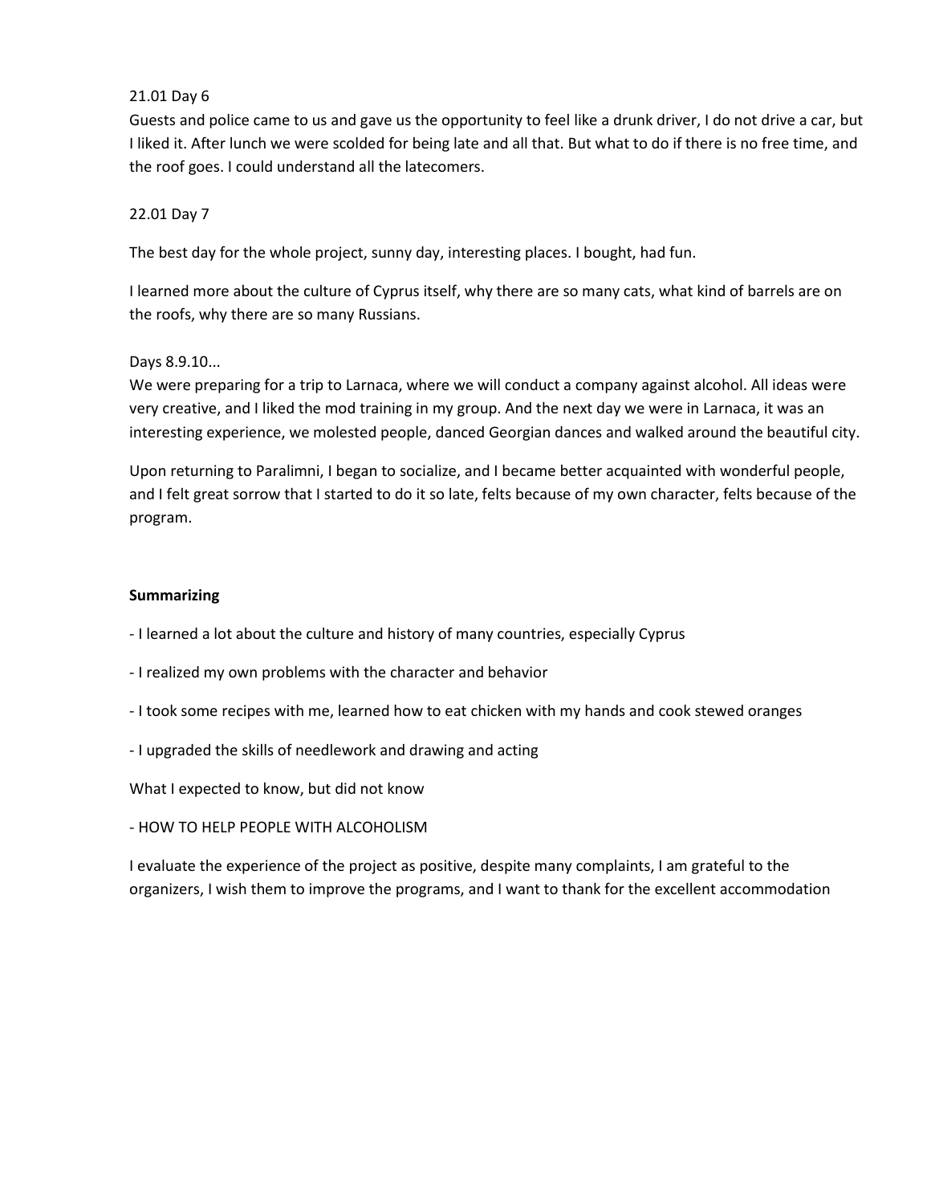21.01 Day 6

Guests and police came to us and gave us the opportunity to feel like a drunk driver, I do not drive a car, but I liked it. After lunch we were scolded for being late and all that. But what to do if there is no free time, and the roof goes. I could understand all the latecomers.

22.01 Day 7

The best day for the whole project, sunny day, interesting places. I bought, had fun.

I learned more about the culture of Cyprus itself, why there are so many cats, what kind of barrels are on the roofs, why there are so many Russians.

Days 8.9.10...

We were preparing for a trip to Larnaca, where we will conduct a company against alcohol. All ideas were very creative, and I liked the mod training in my group. And the next day we were in Larnaca, it was an interesting experience, we molested people, danced Georgian dances and walked around the beautiful city.

Upon returning to Paralimni, I began to socialize, and I became better acquainted with wonderful people, and I felt great sorrow that I started to do it so late, felts because of my own character, felts because of the program.

**Summarizing**

- I learned a lot about the culture and history of many countries, especially Cyprus
- I realized my own problems with the character and behavior
- I took some recipes with me, learned how to eat chicken with my hands and cook stewed oranges
- I upgraded the skills of needlework and drawing and acting

What I expected to know, but did not know

- HOW TO HELP PEOPLE WITH ALCOHOLISM

I evaluate the experience of the project as positive, despite many complaints, I am grateful to the organizers, I wish them to improve the programs, and I want to thank for the excellent accommodation